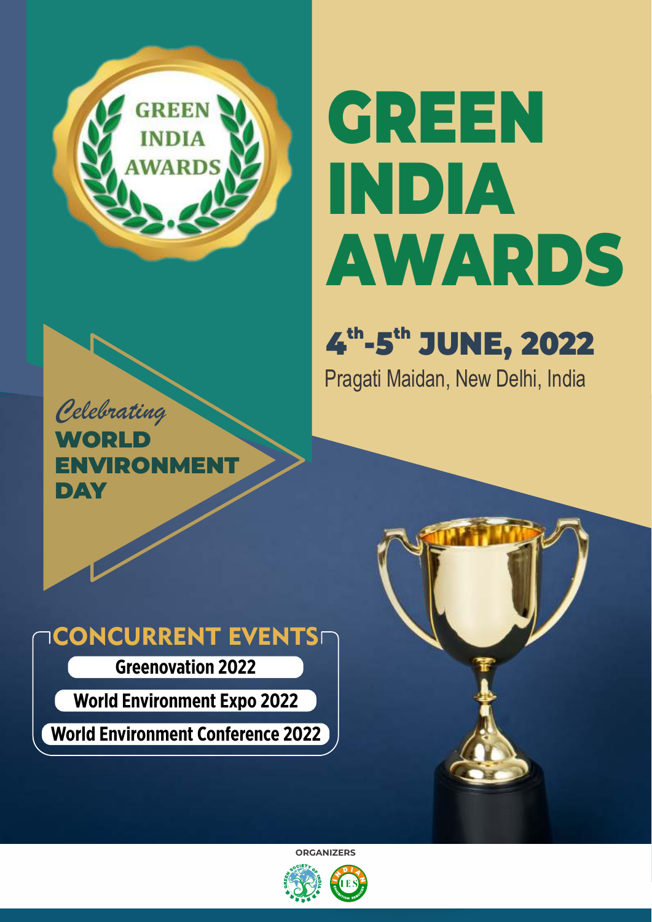# GREEN INDIA AWARDS

## $4^{th}$-$5^{th}$ JUNE, 2022

Pragati Maidan, New Delhi, India

*Celebrating*

**WORLD ENVIRONMENT DAY**

## CONCURRENT EVENTS

**Greenovation 2022**

**World Environment Expo 2022**

**World Environment Conference 2022**

**ORGANIZERS**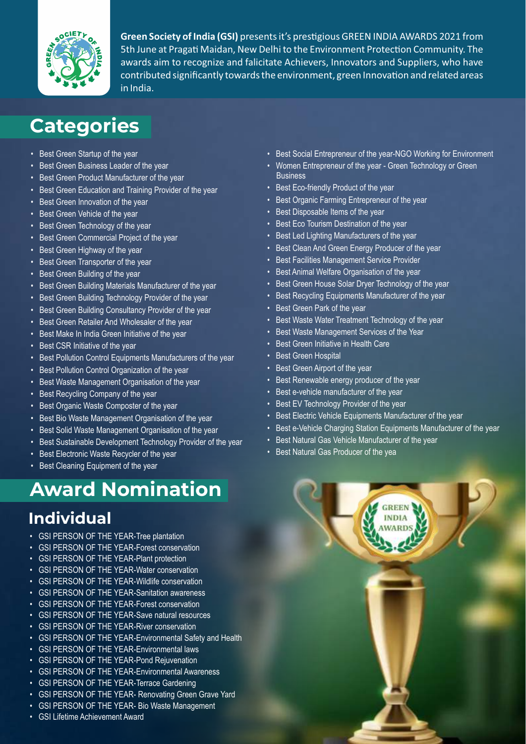**Green Society of India (GSI)** presents it's prestigious GREEN INDIA AWARDS 2021 from 5th June at Pragati Maidan, New Delhi to the Environment Protection Community. The awards aim to recognize and falicitate Achievers, Innovators and Suppliers, who have contributed significantly towards the environment, green Innovation and related areas in India.

# Categories

- Best Green Startup of the year
- Best Green Business Leader of the year
- Best Green Product Manufacturer of the year
- Best Green Education and Training Provider of the year
- Best Green Innovation of the year
- Best Green Vehicle of the year
- Best Green Technology of the year
- Best Green Commercial Project of the year
- Best Green Highway of the year
- Best Green Transporter of the year
- Best Green Building of the year
- Best Green Building Materials Manufacturer of the year
- Best Green Building Technology Provider of the year
- Best Green Building Consultancy Provider of the year
- Best Green Retailer And Wholesaler of the year
- Best Make In India Green Initiative of the year
- Best CSR Initiative of the year
- Best Pollution Control Equipments Manufacturers of the year
- Best Pollution Control Organization of the year
- Best Waste Management Organisation of the year
- Best Recycling Company of the year
- Best Organic Waste Composter of the year
- Best Bio Waste Management Organisation of the year
- Best Solid Waste Management Organisation of the year
- Best Sustainable Development Technology Provider of the year
- Best Electronic Waste Recycler of the year
- Best Cleaning Equipment of the year
- Best Social Entrepreneur of the year-NGO Working for Environment
- Women Entrepreneur of the year - Green Technology or Green Business
- Best Eco-friendly Product of the year
- Best Organic Farming Entrepreneur of the year
- Best Disposable Items of the year
- Best Eco Tourism Destination of the year
- Best Led Lighting Manufacturers of the year
- Best Clean And Green Energy Producer of the year
- Best Facilities Management Service Provider
- Best Animal Welfare Organisation of the year
- Best Green House Solar Dryer Technology of the year
- Best Recycling Equipments Manufacturer of the year
- Best Green Park of the year
- Best Waste Water Treatment Technology of the year
- Best Waste Management Services of the Year
- Best Green Initiative in Health Care
- Best Green Hospital
- Best Green Airport of the year
- Best Renewable energy producer of the year
- Best e-vehicle manufacturer of the year
- Best EV Technology Provider of the year
- Best Electric Vehicle Equipments Manufacturer of the year
- Best e-Vehicle Charging Station Equipments Manufacturer of the year
- Best Natural Gas Vehicle Manufacturer of the year
- Best Natural Gas Producer of the yea

# Award Nomination

## Individual

- GSI PERSON OF THE YEAR-Tree plantation
- GSI PERSON OF THE YEAR-Forest conservation
- GSI PERSON OF THE YEAR-Plant protection
- GSI PERSON OF THE YEAR-Water conservation
- GSI PERSON OF THE YEAR-Wildlife conservation
- GSI PERSON OF THE YEAR-Sanitation awareness
- GSI PERSON OF THE YEAR-Forest conservation
- GSI PERSON OF THE YEAR-Save natural resources
- GSI PERSON OF THE YEAR-River conservation
- GSI PERSON OF THE YEAR-Environmental Safety and Health
- GSI PERSON OF THE YEAR-Environmental laws
- GSI PERSON OF THE YEAR-Pond Rejuvenation
- GSI PERSON OF THE YEAR-Environmental Awareness
- GSI PERSON OF THE YEAR-Terrace Gardening
- GSI PERSON OF THE YEAR- Renovating Green Grave Yard
- GSI PERSON OF THE YEAR- Bio Waste Management
- GSI Lifetime Achievement Award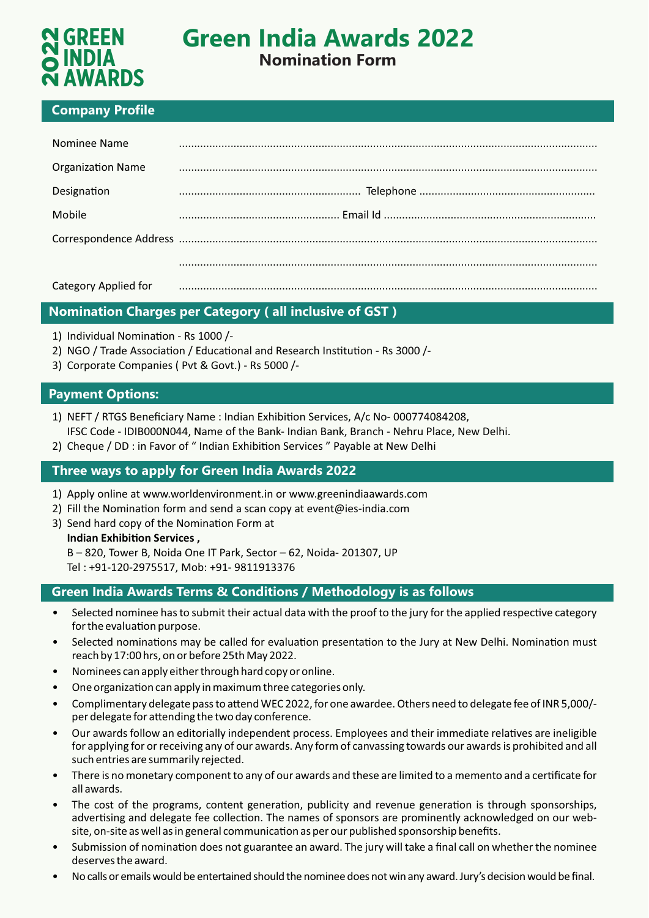2022 GREEN INDIA AWARDS

# Green India Awards 2022

## Nomination Form

### Company Profile

Nominee Name ..................................................................................................................................

Organization Name ..................................................................................................................................

Designation ........................................................... Telephone ........................................................

Mobile .................................................... Email Id ....................................................................

Correspondence Address ..................................................................................................................................

..................................................................................................................................

Category Applied for ..................................................................................................................................

### Nomination Charges per Category ( all inclusive of GST )

1) Individual Nomination - Rs 1000 /-
2) NGO / Trade Association / Educational and Research Institution - Rs 3000 /-
3) Corporate Companies ( Pvt & Govt.) - Rs 5000 /-

### Payment Options:

1) NEFT / RTGS Beneficiary Name : Indian Exhibition Services, A/c No- 000774084208, IFSC Code - IDIB000N044, Name of the Bank- Indian Bank, Branch - Nehru Place, New Delhi.
2) Cheque / DD : in Favor of " Indian Exhibition Services " Payable at New Delhi

### Three ways to apply for Green India Awards 2022

1) Apply online at www.worldenvironment.in or www.greenindiaawards.com
2) Fill the Nomination form and send a scan copy at event@ies-india.com
3) Send hard copy of the Nomination Form at
   **Indian Exhibition Services ,**
   B – 820, Tower B, Noida One IT Park, Sector – 62, Noida- 201307, UP
   Tel : +91-120-2975517, Mob: +91- 9811913376

### Green India Awards Terms & Conditions / Methodology is as follows

- Selected nominee has to submit their actual data with the proof to the jury for the applied respective category for the evaluation purpose.
- Selected nominations may be called for evaluation presentation to the Jury at New Delhi. Nomination must reach by 17:00 hrs, on or before 25th May 2022.
- Nominees can apply either through hard copy or online.
- One organization can apply in maximum three categories only.
- Complimentary delegate pass to attend WEC 2022, for one awardee. Others need to delegate fee of INR 5,000/- per delegate for attending the two day conference.
- Our awards follow an editorially independent process. Employees and their immediate relatives are ineligible for applying for or receiving any of our awards. Any form of canvassing towards our awards is prohibited and all such entries are summarily rejected.
- There is no monetary component to any of our awards and these are limited to a memento and a certificate for all awards.
- The cost of the programs, content generation, publicity and revenue generation is through sponsorships, advertising and delegate fee collection. The names of sponsors are prominently acknowledged on our website, on-site as well as in general communication as per our published sponsorship benefits.
- Submission of nomination does not guarantee an award. The jury will take a final call on whether the nominee deserves the award.
- No calls or emails would be entertained should the nominee does not win any award. Jury's decision would be final.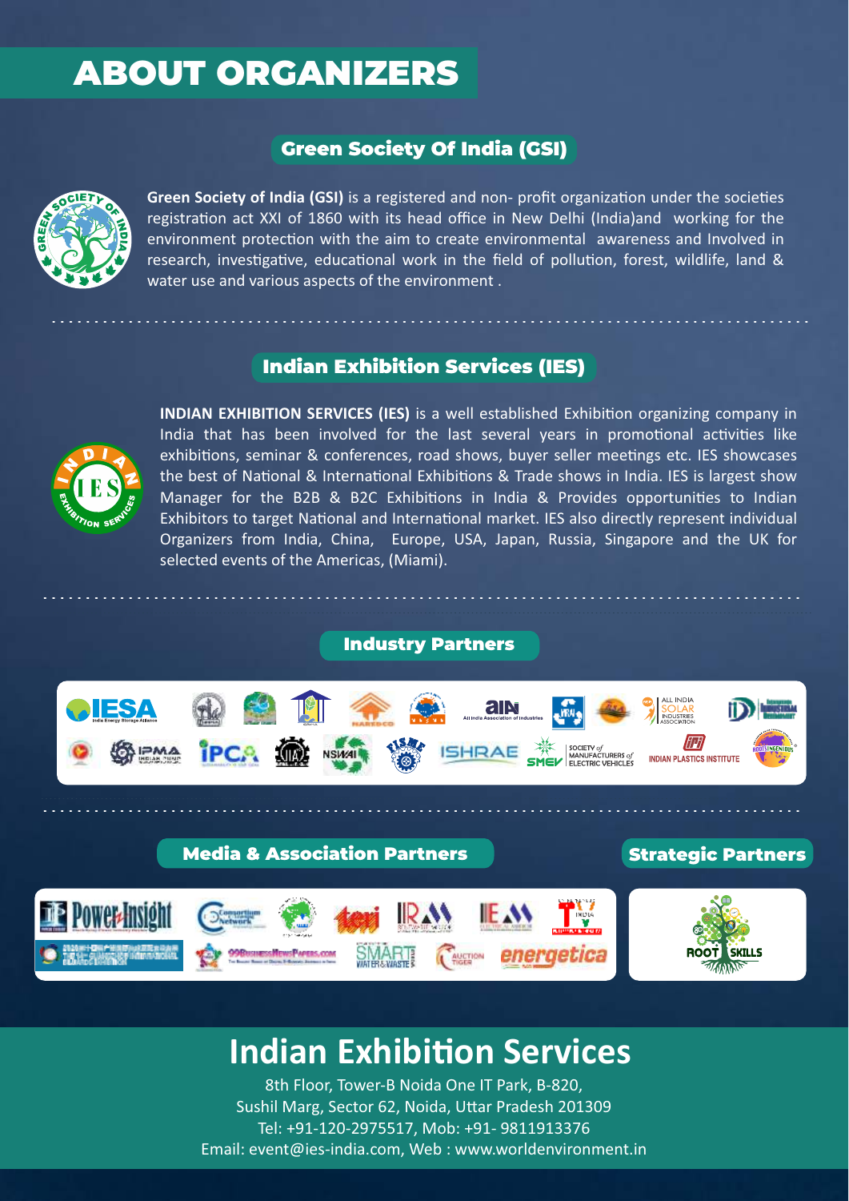# ABOUT ORGANIZERS

## Green Society Of India (GSI)

**Green Society of India (GSI)** is a registered and non- profit organization under the societies registration act XXI of 1860 with its head office in New Delhi (India)and working for the environment protection with the aim to create environmental awareness and Involved in research, investigative, educational work in the field of pollution, forest, wildlife, land & water use and various aspects of the environment .

## Indian Exhibition Services (IES)

**INDIAN EXHIBITION SERVICES (IES)** is a well established Exhibition organizing company in India that has been involved for the last several years in promotional activities like exhibitions, seminar & conferences, road shows, buyer seller meetings etc. IES showcases the best of National & International Exhibitions & Trade shows in India. IES is largest show Manager for the B2B & B2C Exhibitions in India & Provides opportunities to Indian Exhibitors to target National and International market. IES also directly represent individual Organizers from India, China, Europe, USA, Japan, Russia, Singapore and the UK for selected events of the Americas, (Miami).

## Industry Partners

## Media & Association Partners

## Strategic Partners

# Indian Exhibition Services

8th Floor, Tower-B Noida One IT Park, B-820,
Sushil Marg, Sector 62, Noida, Uttar Pradesh 201309
Tel: +91-120-2975517, Mob: +91- 9811913376
Email: event@ies-india.com, Web : www.worldenvironment.in